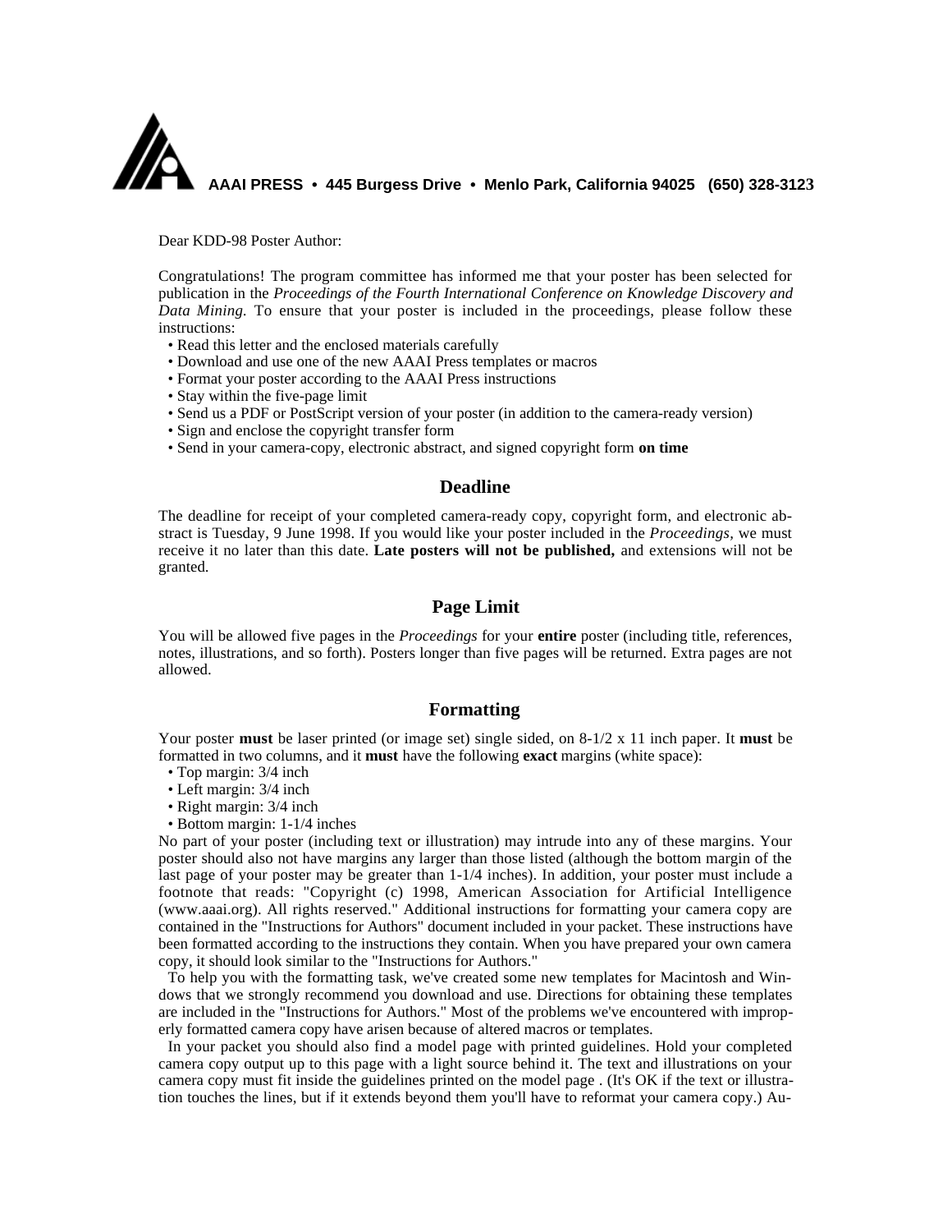**AAAI PRESS • 445 Burgess Drive • Menlo Park, California 94025 (650) 328-3123**

Dear KDD-98 Poster Author:

Congratulations! The program committee has informed me that your poster has been selected for publication in the *Proceedings of the Fourth International Conference on Knowledge Discovery and Data Mining.* To ensure that your poster is included in the proceedings, please follow these instructions:

- Read this letter and the enclosed materials carefully
- Download and use one of the new AAAI Press templates or macros
- Format your poster according to the AAAI Press instructions
- Stay within the five-page limit
- Send us a PDF or PostScript version of your poster (in addition to the camera-ready version)
- Sign and enclose the copyright transfer form
- Send in your camera-copy, electronic abstract, and signed copyright form **on time**

## Deadline

The deadline for receipt of your completed camera-ready copy, copyright form, and electronic abstract is Tuesday, 9 June 1998. If you would like your poster included in the *Proceedings,* we must receive it no later than this date. **Late posters will not be published,** and extensions will not be granted.

## Page Limit

You will be allowed five pages in the *Proceedings* for your **entire** poster (including title, references, notes, illustrations, and so forth). Posters longer than five pages will be returned. Extra pages are not allowed.

## Formatting

Your poster **must** be laser printed (or image set) single sided, on 8-1/2 x 11 inch paper. It **must** be formatted in two columns, and it **must** have the following **exact** margins (white space):

- Top margin: 3/4 inch
- Left margin: 3/4 inch
- Right margin: 3/4 inch
- Bottom margin: 1-1/4 inches

No part of your poster (including text or illustration) may intrude into any of these margins. Your poster should also not have margins any larger than those listed (although the bottom margin of the last page of your poster may be greater than 1-1/4 inches). In addition, your poster must include a footnote that reads: "Copyright (c) 1998, American Association for Artificial Intelligence (www.aaai.org). All rights reserved." Additional instructions for formatting your camera copy are contained in the "Instructions for Authors" document included in your packet. These instructions have been formatted according to the instructions they contain. When you have prepared your own camera copy, it should look similar to the "Instructions for Authors."

To help you with the formatting task, we've created some new templates for Macintosh and Windows that we strongly recommend you download and use. Directions for obtaining these templates are included in the "Instructions for Authors." Most of the problems we've encountered with improperly formatted camera copy have arisen because of altered macros or templates.

In your packet you should also find a model page with printed guidelines. Hold your completed camera copy output up to this page with a light source behind it. The text and illustrations on your camera copy must fit inside the guidelines printed on the model page . (It's OK if the text or illustration touches the lines, but if it extends beyond them you'll have to reformat your camera copy.) Au-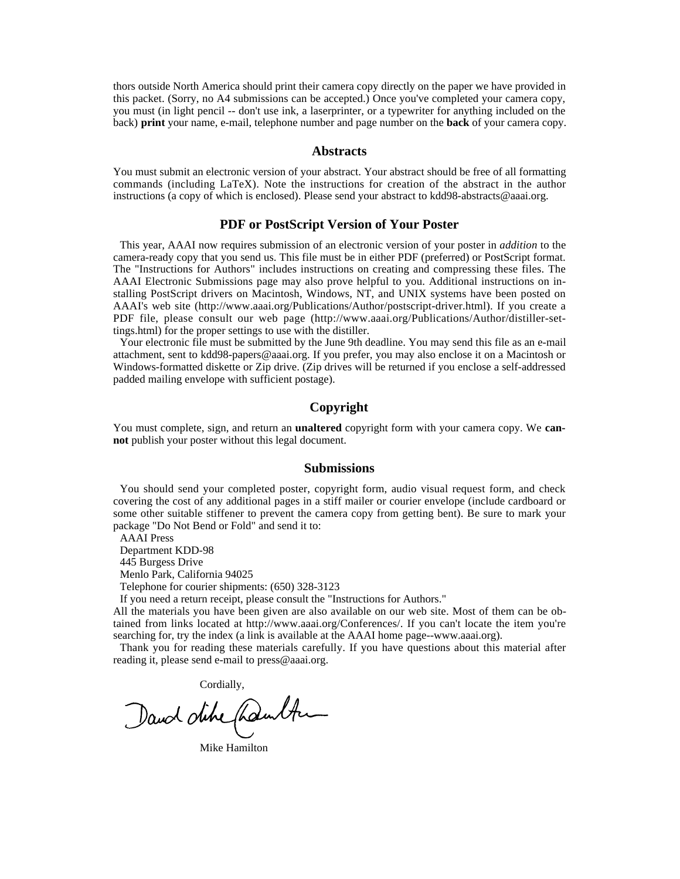thors outside North America should print their camera copy directly on the paper we have provided in this packet. (Sorry, no A4 submissions can be accepted.) Once you've completed your camera copy, you must (in light pencil -- don't use ink, a laserprinter, or a typewriter for anything included on the back) **print** your name, e-mail, telephone number and page number on the **back** of your camera copy.

## Abstracts

You must submit an electronic version of your abstract. Your abstract should be free of all formatting commands (including LaTeX). Note the instructions for creation of the abstract in the author instructions (a copy of which is enclosed). Please send your abstract to kdd98-abstracts@aaai.org.

## PDF or PostScript Version of Your Poster

This year, AAAI now requires submission of an electronic version of your poster in *addition* to the camera-ready copy that you send us. This file must be in either PDF (preferred) or PostScript format. The "Instructions for Authors" includes instructions on creating and compressing these files. The AAAI Electronic Submissions page may also prove helpful to you. Additional instructions on installing PostScript drivers on Macintosh, Windows, NT, and UNIX systems have been posted on AAAI's web site (http://www.aaai.org/Publications/Author/postscript-driver.html). If you create a PDF file, please consult our web page (http://www.aaai.org/Publications/Author/distiller-settings.html) for the proper settings to use with the distiller.

Your electronic file must be submitted by the June 9th deadline. You may send this file as an e-mail attachment, sent to kdd98-papers@aaai.org. If you prefer, you may also enclose it on a Macintosh or Windows-formatted diskette or Zip drive. (Zip drives will be returned if you enclose a self-addressed padded mailing envelope with sufficient postage).

## Copyright

You must complete, sign, and return an **unaltered** copyright form with your camera copy. We **cannot** publish your poster without this legal document.

## Submissions

You should send your completed poster, copyright form, audio visual request form, and check covering the cost of any additional pages in a stiff mailer or courier envelope (include cardboard or some other suitable stiffener to prevent the camera copy from getting bent). Be sure to mark your package "Do Not Bend or Fold" and send it to:

AAAI Press
Department KDD-98
445 Burgess Drive
Menlo Park, California 94025
Telephone for courier shipments: (650) 328-3123

If you need a return receipt, please consult the "Instructions for Authors."

All the materials you have been given are also available on our web site. Most of them can be obtained from links located at http://www.aaai.org/Conferences/. If you can't locate the item you're searching for, try the index (a link is available at the AAAI home page--www.aaai.org).

Thank you for reading these materials carefully. If you have questions about this material after reading it, please send e-mail to press@aaai.org.

Cordially,

David Mike Hamilton

Mike Hamilton